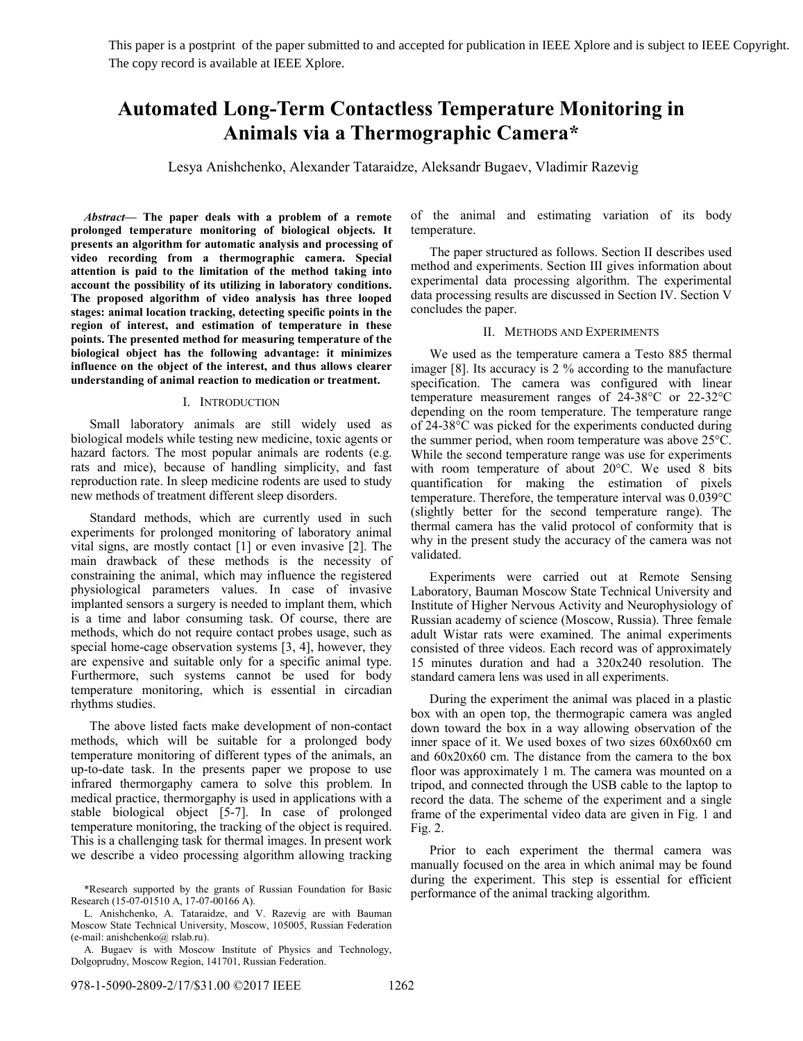This paper is a postprint of the paper submitted to and accepted for publication in IEEE Xplore and is subject to IEEE Copyright. The copy record is available at IEEE Xplore.

# Automated Long-Term Contactless Temperature Monitoring in Animals via a Thermographic Camera*

Lesya Anishchenko, Alexander Tataraidze, Aleksandr Bugaev, Vladimir Razevig

***Abstract*— The paper deals with a problem of a remote prolonged temperature monitoring of biological objects. It presents an algorithm for automatic analysis and processing of video recording from a thermographic camera. Special attention is paid to the limitation of the method taking into account the possibility of its utilizing in laboratory conditions. The proposed algorithm of video analysis has three looped stages: animal location tracking, detecting specific points in the region of interest, and estimation of temperature in these points. The presented method for measuring temperature of the biological object has the following advantage: it minimizes influence on the object of the interest, and thus allows clearer understanding of animal reaction to medication or treatment.**

## I. Introduction

Small laboratory animals are still widely used as biological models while testing new medicine, toxic agents or hazard factors. The most popular animals are rodents (e.g. rats and mice), because of handling simplicity, and fast reproduction rate. In sleep medicine rodents are used to study new methods of treatment different sleep disorders.

Standard methods, which are currently used in such experiments for prolonged monitoring of laboratory animal vital signs, are mostly contact [1] or even invasive [2]. The main drawback of these methods is the necessity of constraining the animal, which may influence the registered physiological parameters values. In case of invasive implanted sensors a surgery is needed to implant them, which is a time and labor consuming task. Of course, there are methods, which do not require contact probes usage, such as special home-cage observation systems [3, 4], however, they are expensive and suitable only for a specific animal type. Furthermore, such systems cannot be used for body temperature monitoring, which is essential in circadian rhythms studies.

The above listed facts make development of non-contact methods, which will be suitable for a prolonged body temperature monitoring of different types of the animals, an up-to-date task. In the presents paper we propose to use infrared thermorgaphy camera to solve this problem. In medical practice, thermorgaphy is used in applications with a stable biological object [5-7]. In case of prolonged temperature monitoring, the tracking of the object is required. This is a challenging task for thermal images. In present work we describe a video processing algorithm allowing tracking of the animal and estimating variation of its body temperature.

The paper structured as follows. Section II describes used method and experiments. Section III gives information about experimental data processing algorithm. The experimental data processing results are discussed in Section IV. Section V concludes the paper.

## II. Methods and Experiments

We used as the temperature camera a Testo 885 thermal imager [8]. Its accuracy is 2 % according to the manufacture specification. The camera was configured with linear temperature measurement ranges of 24-38°C or 22-32°C depending on the room temperature. The temperature range of 24-38°C was picked for the experiments conducted during the summer period, when room temperature was above 25°C. While the second temperature range was use for experiments with room temperature of about 20°C. We used 8 bits quantification for making the estimation of pixels temperature. Therefore, the temperature interval was 0.039°C (slightly better for the second temperature range). The thermal camera has the valid protocol of conformity that is why in the present study the accuracy of the camera was not validated.

Experiments were carried out at Remote Sensing Laboratory, Bauman Moscow State Technical University and Institute of Higher Nervous Activity and Neurophysiology of Russian academy of science (Moscow, Russia). Three female adult Wistar rats were examined. The animal experiments consisted of three videos. Each record was of approximately 15 minutes duration and had a 320x240 resolution. The standard camera lens was used in all experiments.

During the experiment the animal was placed in a plastic box with an open top, the thermograpic camera was angled down toward the box in a way allowing observation of the inner space of it. We used boxes of two sizes 60x60x60 cm and 60x20x60 cm. The distance from the camera to the box floor was approximately 1 m. The camera was mounted on a tripod, and connected through the USB cable to the laptop to record the data. The scheme of the experiment and a single frame of the experimental video data are given in Fig. 1 and Fig. 2.

Prior to each experiment the thermal camera was manually focused on the area in which animal may be found during the experiment. This step is essential for efficient performance of the animal tracking algorithm.

*Research supported by the grants of Russian Foundation for Basic Research (15-07-01510 A, 17-07-00166 A).

L. Anishchenko, A. Tataraidze, and V. Razevig are with Bauman Moscow State Technical University, Moscow, 105005, Russian Federation (e-mail: anishchenko@ rslab.ru).

A. Bugaev is with Moscow Institute of Physics and Technology, Dolgoprudny, Moscow Region, 141701, Russian Federation.

978-1-5090-2809-2/17/$31.00 ©2017 IEEE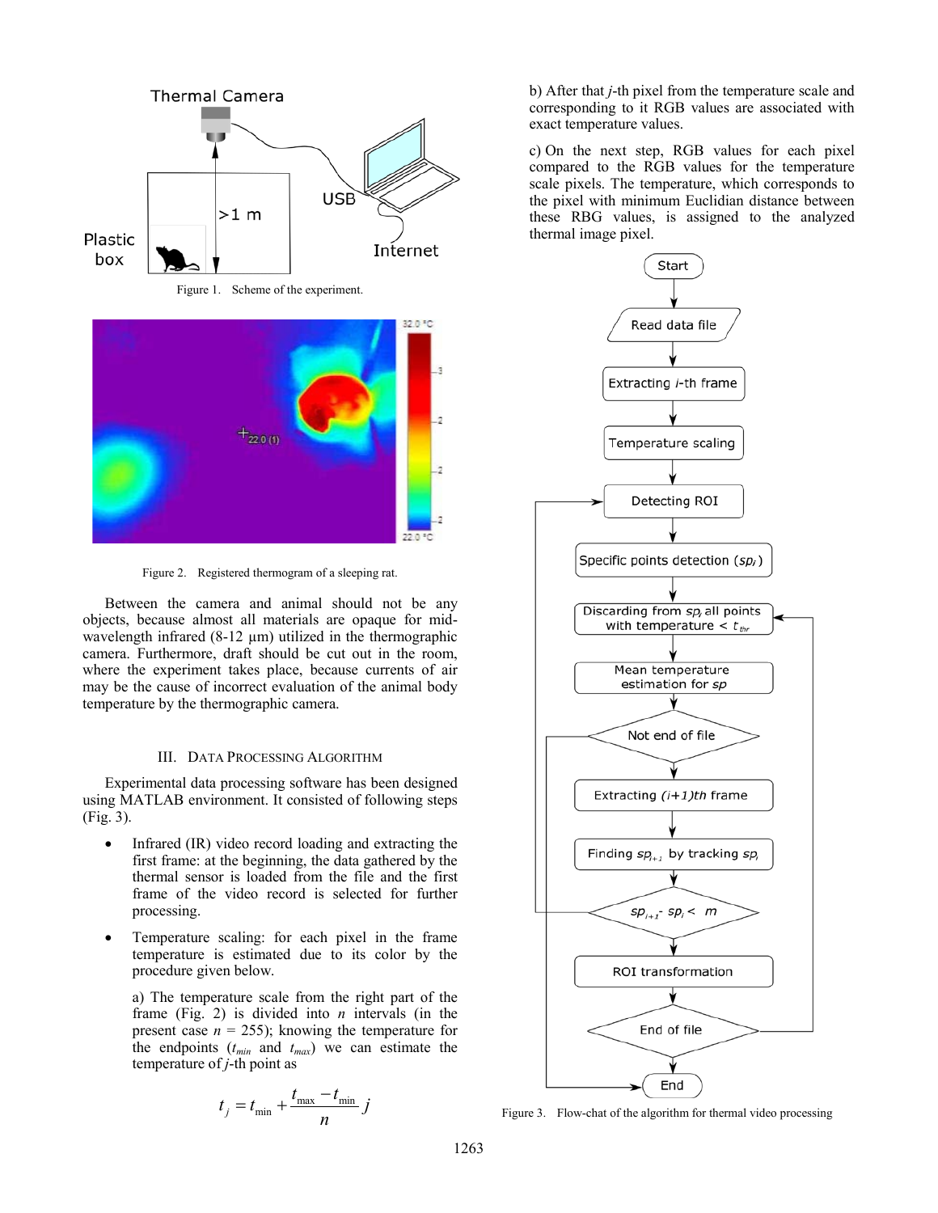Figure 1. Scheme of the experiment.

Figure 2. Registered thermogram of a sleeping rat.

Between the camera and animal should not be any objects, because almost all materials are opaque for mid-wavelength infrared (8-12 µm) utilized in the thermographic camera. Furthermore, draft should be cut out in the room, where the experiment takes place, because currents of air may be the cause of incorrect evaluation of the animal body temperature by the thermographic camera.

## III. Data Processing Algorithm

Experimental data processing software has been designed using MATLAB environment. It consisted of following steps (Fig. 3).

- Infrared (IR) video record loading and extracting the first frame: at the beginning, the data gathered by the thermal sensor is loaded from the file and the first frame of the video record is selected for further processing.
- Temperature scaling: for each pixel in the frame temperature is estimated due to its color by the procedure given below.

  a) The temperature scale from the right part of the frame (Fig. 2) is divided into $n$ intervals (in the present case $n$ = 255); knowing the temperature for the endpoints ($t_{min}$ and $t_{max}$) we can estimate the temperature of $j$-th point as

$$t_j = t_{\min} + \frac{t_{\max} - t_{\min}}{n} j$$

  b) After that $j$-th pixel from the temperature scale and corresponding to it RGB values are associated with exact temperature values.

  c) On the next step, RGB values for each pixel compared to the RGB values for the temperature scale pixels. The temperature, which corresponds to the pixel with minimum Euclidian distance between these RBG values, is assigned to the analyzed thermal image pixel.

Figure 3. Flow-chat of the algorithm for thermal video processing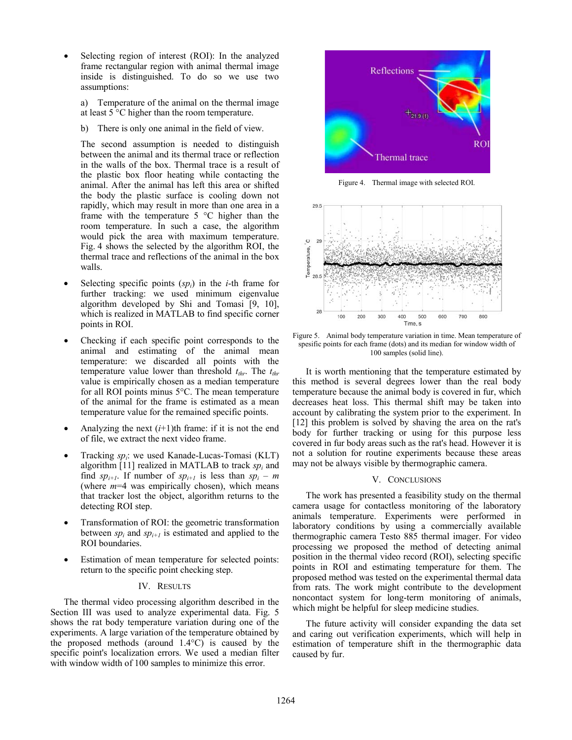- Selecting region of interest (ROI): In the analyzed frame rectangular region with animal thermal image inside is distinguished. To do so we use two assumptions:

  a) Temperature of the animal on the thermal image at least 5 °C higher than the room temperature.

  b) There is only one animal in the field of view.

  The second assumption is needed to distinguish between the animal and its thermal trace or reflection in the walls of the box. Thermal trace is a result of the plastic box floor heating while contacting the animal. After the animal has left this area or shifted the body the plastic surface is cooling down not rapidly, which may result in more than one area in a frame with the temperature 5 °C higher than the room temperature. In such a case, the algorithm would pick the area with maximum temperature. Fig. 4 shows the selected by the algorithm ROI, the thermal trace and reflections of the animal in the box walls.

- Selecting specific points ($sp_i$) in the $i$-th frame for further tracking: we used minimum eigenvalue algorithm developed by Shi and Tomasi [9, 10], which is realized in MATLAB to find specific corner points in ROI.

- Checking if each specific point corresponds to the animal and estimating of the animal mean temperature: we discarded all points with the temperature value lower than threshold $t_{thr}$. The $t_{thr}$ value is empirically chosen as a median temperature for all ROI points minus 5°C. The mean temperature of the animal for the frame is estimated as a mean temperature value for the remained specific points.

- Analyzing the next ($i$+1)th frame: if it is not the end of file, we extract the next video frame.

- Tracking $sp_i$: we used Kanade-Lucas-Tomasi (KLT) algorithm [11] realized in MATLAB to track $sp_i$ and find $sp_{i+1}$. If number of $sp_{i+1}$ is less than $sp_i - m$ (where $m$=4 was empirically chosen), which means that tracker lost the object, algorithm returns to the detecting ROI step.

- Transformation of ROI: the geometric transformation between $sp_i$ and $sp_{i+1}$ is estimated and applied to the ROI boundaries.

- Estimation of mean temperature for selected points: return to the specific point checking step.

## IV. Results

The thermal video processing algorithm described in the Section III was used to analyze experimental data. Fig. 5 shows the rat body temperature variation during one of the experiments. A large variation of the temperature obtained by the proposed methods (around 1.4°C) is caused by the specific point's localization errors. We used a median filter with window width of 100 samples to minimize this error.

Figure 4. Thermal image with selected ROI.

Figure 5. Animal body temperature variation in time. Mean temperature of spesific points for each frame (dots) and its median for window width of 100 samples (solid line).

It is worth mentioning that the temperature estimated by this method is several degrees lower than the real body temperature because the animal body is covered in fur, which decreases heat loss. This thermal shift may be taken into account by calibrating the system prior to the experiment. In [12] this problem is solved by shaving the area on the rat's body for further tracking or using for this purpose less covered in fur body areas such as the rat's head. However it is not a solution for routine experiments because these areas may not be always visible by thermographic camera.

## V. Conclusions

The work has presented a feasibility study on the thermal camera usage for contactless monitoring of the laboratory animals temperature. Experiments were performed in laboratory conditions by using a commercially available thermographic camera Testo 885 thermal imager. For video processing we proposed the method of detecting animal position in the thermal video record (ROI), selecting specific points in ROI and estimating temperature for them. The proposed method was tested on the experimental thermal data from rats. The work might contribute to the development noncontact system for long-term monitoring of animals, which might be helpful for sleep medicine studies.

The future activity will consider expanding the data set and caring out verification experiments, which will help in estimation of temperature shift in the thermographic data caused by fur.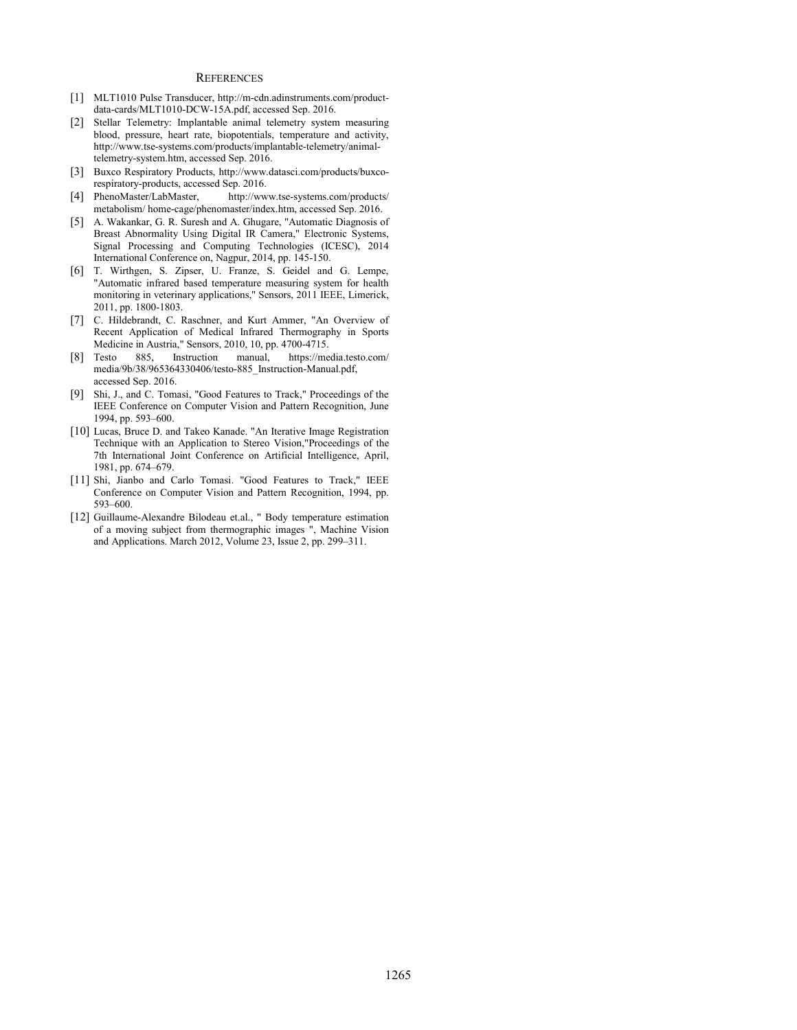# REFERENCES

[1] MLT1010 Pulse Transducer, http://m-cdn.adinstruments.com/product-data-cards/MLT1010-DCW-15A.pdf, accessed Sep. 2016.

[2] Stellar Telemetry: Implantable animal telemetry system measuring blood, pressure, heart rate, biopotentials, temperature and activity, http://www.tse-systems.com/products/implantable-telemetry/animal-telemetry-system.htm, accessed Sep. 2016.

[3] Buxco Respiratory Products, http://www.datasci.com/products/buxco-respiratory-products, accessed Sep. 2016.

[4] PhenoMaster/LabMaster, http://www.tse-systems.com/products/ metabolism/ home-cage/phenomaster/index.htm, accessed Sep. 2016.

[5] A. Wakankar, G. R. Suresh and A. Ghugare, "Automatic Diagnosis of Breast Abnormality Using Digital IR Camera," Electronic Systems, Signal Processing and Computing Technologies (ICESC), 2014 International Conference on, Nagpur, 2014, pp. 145-150.

[6] T. Wirthgen, S. Zipser, U. Franze, S. Geidel and G. Lempe, "Automatic infrared based temperature measuring system for health monitoring in veterinary applications," Sensors, 2011 IEEE, Limerick, 2011, pp. 1800-1803.

[7] C. Hildebrandt, C. Raschner, and Kurt Ammer, "An Overview of Recent Application of Medical Infrared Thermography in Sports Medicine in Austria," Sensors, 2010, 10, pp. 4700-4715.

[8] Testo 885, Instruction manual, https://media.testo.com/ media/9b/38/965364330406/testo-885_Instruction-Manual.pdf, accessed Sep. 2016.

[9] Shi, J., and C. Tomasi, "Good Features to Track," Proceedings of the IEEE Conference on Computer Vision and Pattern Recognition, June 1994, pp. 593–600.

[10] Lucas, Bruce D. and Takeo Kanade. "An Iterative Image Registration Technique with an Application to Stereo Vision,"Proceedings of the 7th International Joint Conference on Artificial Intelligence, April, 1981, pp. 674–679.

[11] Shi, Jianbo and Carlo Tomasi. "Good Features to Track," IEEE Conference on Computer Vision and Pattern Recognition, 1994, pp. 593–600.

[12] Guillaume-Alexandre Bilodeau et.al., " Body temperature estimation of a moving subject from thermographic images ", Machine Vision and Applications. March 2012, Volume 23, Issue 2, pp. 299–311.